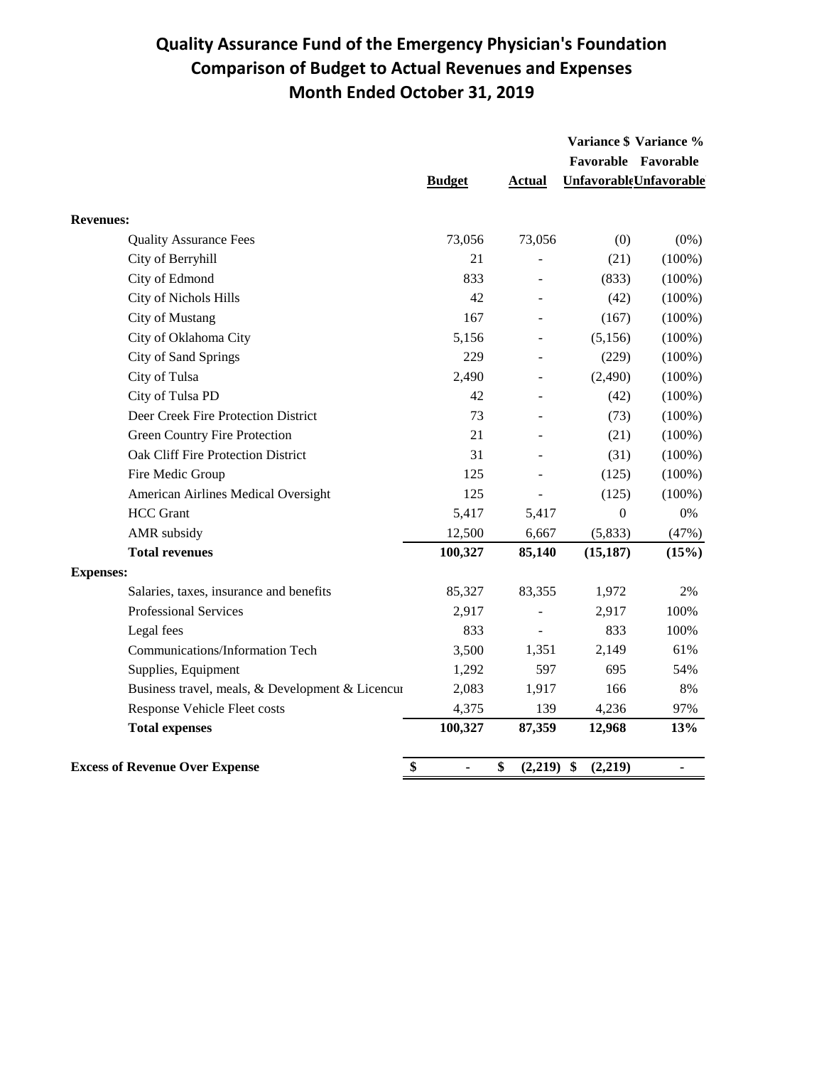# Quality Assurance Fund of the Emergency Physician's Foundation
## Comparison of Budget to Actual Revenues and Expenses
## Month Ended October 31, 2019

| | Budget | Actual | Variance $ Favorable Unfavorable | Variance % Favorable Unfavorable |
|---|---|---|---|---|
| **Revenues:** | | | | |
| Quality Assurance Fees | 73,056 | 73,056 | (0) | (0%) |
| City of Berryhill | 21 | - | (21) | (100%) |
| City of Edmond | 833 | - | (833) | (100%) |
| City of Nichols Hills | 42 | - | (42) | (100%) |
| City of Mustang | 167 | - | (167) | (100%) |
| City of Oklahoma City | 5,156 | - | (5,156) | (100%) |
| City of Sand Springs | 229 | - | (229) | (100%) |
| City of Tulsa | 2,490 | - | (2,490) | (100%) |
| City of Tulsa PD | 42 | - | (42) | (100%) |
| Deer Creek Fire Protection District | 73 | - | (73) | (100%) |
| Green Country Fire Protection | 21 | - | (21) | (100%) |
| Oak Cliff Fire Protection District | 31 | - | (31) | (100%) |
| Fire Medic Group | 125 | - | (125) | (100%) |
| American Airlines Medical Oversight | 125 | - | (125) | (100%) |
| HCC Grant | 5,417 | 5,417 | 0 | 0% |
| AMR subsidy | 12,500 | 6,667 | (5,833) | (47%) |
| **Total revenues** | **100,327** | **85,140** | **(15,187)** | **(15%)** |
| **Expenses:** | | | | |
| Salaries, taxes, insurance and benefits | 85,327 | 83,355 | 1,972 | 2% |
| Professional Services | 2,917 | - | 2,917 | 100% |
| Legal fees | 833 | - | 833 | 100% |
| Communications/Information Tech | 3,500 | 1,351 | 2,149 | 61% |
| Supplies, Equipment | 1,292 | 597 | 695 | 54% |
| Business travel, meals, & Development & Licencur | 2,083 | 1,917 | 166 | 8% |
| Response Vehicle Fleet costs | 4,375 | 139 | 4,236 | 97% |
| **Total expenses** | **100,327** | **87,359** | **12,968** | **13%** |
| **Excess of Revenue Over Expense** | **$ -** | **$ (2,219)** | **$ (2,219)** | **-** |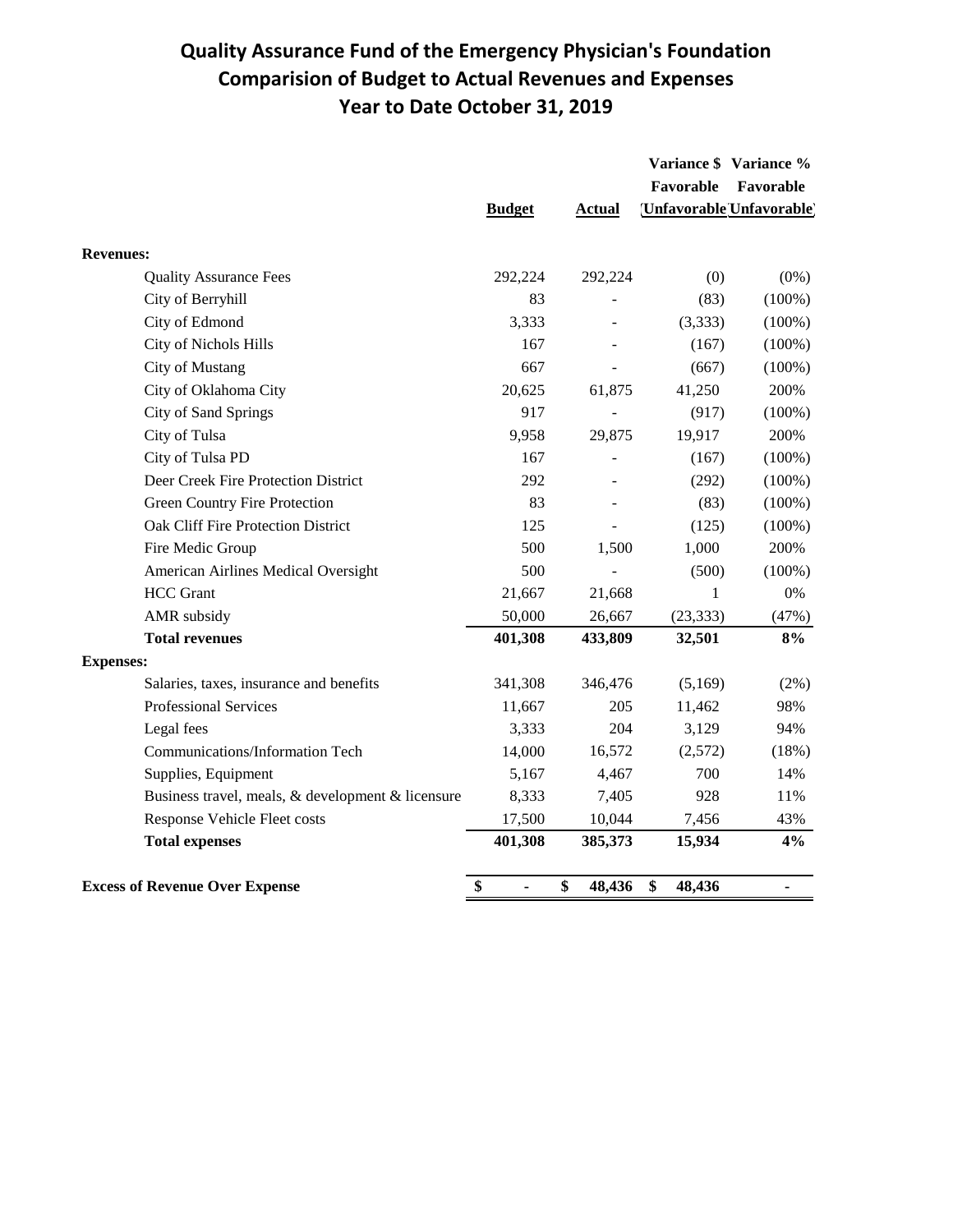# Quality Assurance Fund of the Emergency Physician's Foundation
## Comparision of Budget to Actual Revenues and Expenses
## Year to Date October 31, 2019

| | Budget | Actual | Variance $ Favorable (Unfavorable) | Variance % Favorable (Unfavorable) |
|---|---|---|---|---|
| **Revenues:** | | | | |
| Quality Assurance Fees | 292,224 | 292,224 | (0) | (0%) |
| City of Berryhill | 83 | - | (83) | (100%) |
| City of Edmond | 3,333 | - | (3,333) | (100%) |
| City of Nichols Hills | 167 | - | (167) | (100%) |
| City of Mustang | 667 | - | (667) | (100%) |
| City of Oklahoma City | 20,625 | 61,875 | 41,250 | 200% |
| City of Sand Springs | 917 | - | (917) | (100%) |
| City of Tulsa | 9,958 | 29,875 | 19,917 | 200% |
| City of Tulsa PD | 167 | - | (167) | (100%) |
| Deer Creek Fire Protection District | 292 | - | (292) | (100%) |
| Green Country Fire Protection | 83 | - | (83) | (100%) |
| Oak Cliff Fire Protection District | 125 | - | (125) | (100%) |
| Fire Medic Group | 500 | 1,500 | 1,000 | 200% |
| American Airlines Medical Oversight | 500 | - | (500) | (100%) |
| HCC Grant | 21,667 | 21,668 | 1 | 0% |
| AMR subsidy | 50,000 | 26,667 | (23,333) | (47%) |
| **Total revenues** | **401,308** | **433,809** | **32,501** | **8%** |
| **Expenses:** | | | | |
| Salaries, taxes, insurance and benefits | 341,308 | 346,476 | (5,169) | (2%) |
| Professional Services | 11,667 | 205 | 11,462 | 98% |
| Legal fees | 3,333 | 204 | 3,129 | 94% |
| Communications/Information Tech | 14,000 | 16,572 | (2,572) | (18%) |
| Supplies, Equipment | 5,167 | 4,467 | 700 | 14% |
| Business travel, meals, & development & licensure | 8,333 | 7,405 | 928 | 11% |
| Response Vehicle Fleet costs | 17,500 | 10,044 | 7,456 | 43% |
| **Total expenses** | **401,308** | **385,373** | **15,934** | **4%** |
| **Excess of Revenue Over Expense** | **$ -** | **$ 48,436** | **$ 48,436** | **-** |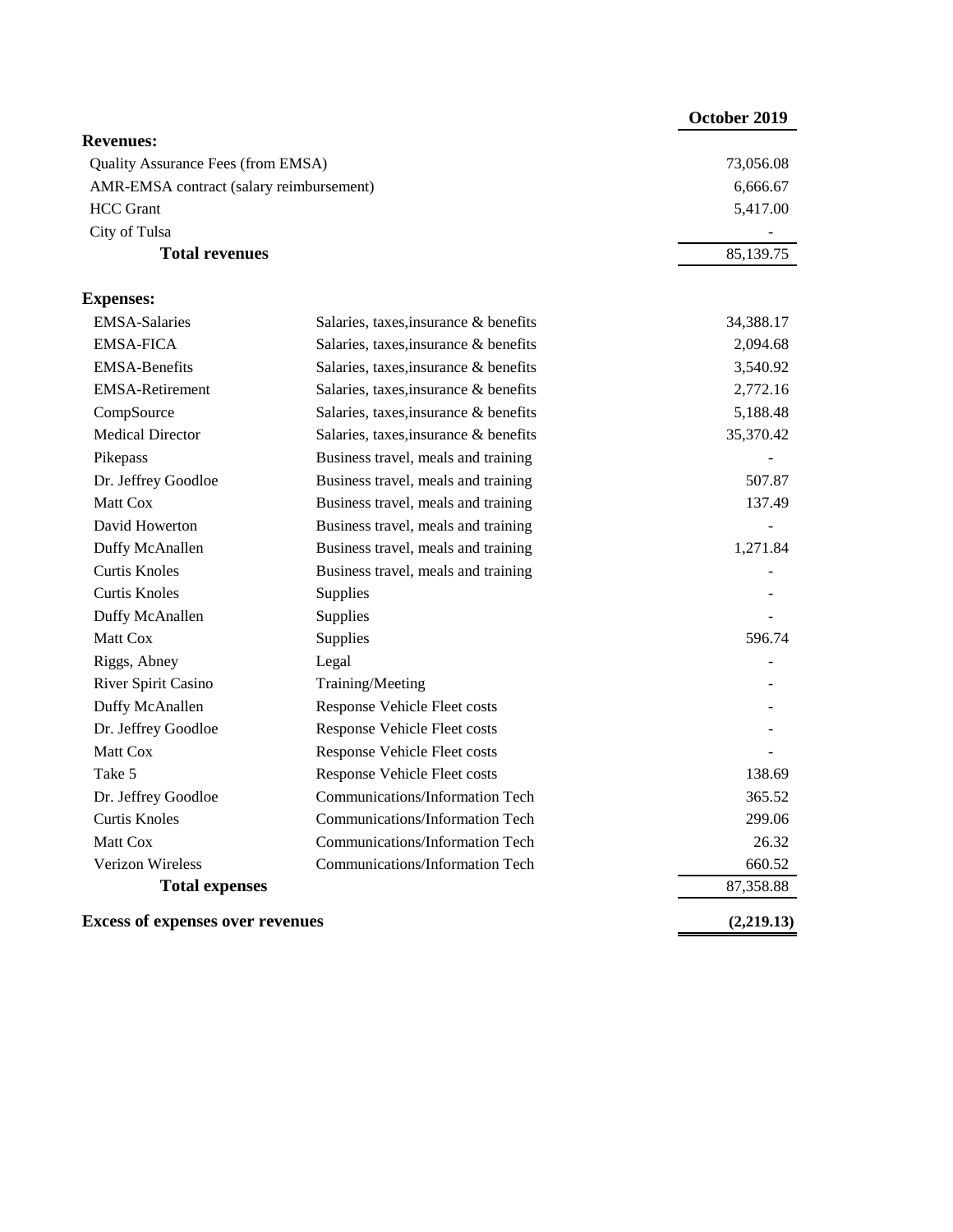| | | October 2019 |
| --- | --- | --- |
| **Revenues:** | | |
| Quality Assurance Fees (from EMSA) | | 73,056.08 |
| AMR-EMSA contract (salary reimbursement) | | 6,666.67 |
| HCC Grant | | 5,417.00 |
| City of Tulsa | | - |
| **Total revenues** | | 85,139.75 |
| **Expenses:** | | |
| EMSA-Salaries | Salaries, taxes,insurance & benefits | 34,388.17 |
| EMSA-FICA | Salaries, taxes,insurance & benefits | 2,094.68 |
| EMSA-Benefits | Salaries, taxes,insurance & benefits | 3,540.92 |
| EMSA-Retirement | Salaries, taxes,insurance & benefits | 2,772.16 |
| CompSource | Salaries, taxes,insurance & benefits | 5,188.48 |
| Medical Director | Salaries, taxes,insurance & benefits | 35,370.42 |
| Pikepass | Business travel, meals and training | - |
| Dr. Jeffrey Goodloe | Business travel, meals and training | 507.87 |
| Matt Cox | Business travel, meals and training | 137.49 |
| David Howerton | Business travel, meals and training | - |
| Duffy McAnallen | Business travel, meals and training | 1,271.84 |
| Curtis Knoles | Business travel, meals and training | - |
| Curtis Knoles | Supplies | - |
| Duffy McAnallen | Supplies | - |
| Matt Cox | Supplies | 596.74 |
| Riggs, Abney | Legal | - |
| River Spirit Casino | Training/Meeting | - |
| Duffy McAnallen | Response Vehicle Fleet costs | - |
| Dr. Jeffrey Goodloe | Response Vehicle Fleet costs | - |
| Matt Cox | Response Vehicle Fleet costs | - |
| Take 5 | Response Vehicle Fleet costs | 138.69 |
| Dr. Jeffrey Goodloe | Communications/Information Tech | 365.52 |
| Curtis Knoles | Communications/Information Tech | 299.06 |
| Matt Cox | Communications/Information Tech | 26.32 |
| Verizon Wireless | Communications/Information Tech | 660.52 |
| **Total expenses** | | 87,358.88 |
| **Excess of expenses over revenues** | | **(2,219.13)** |